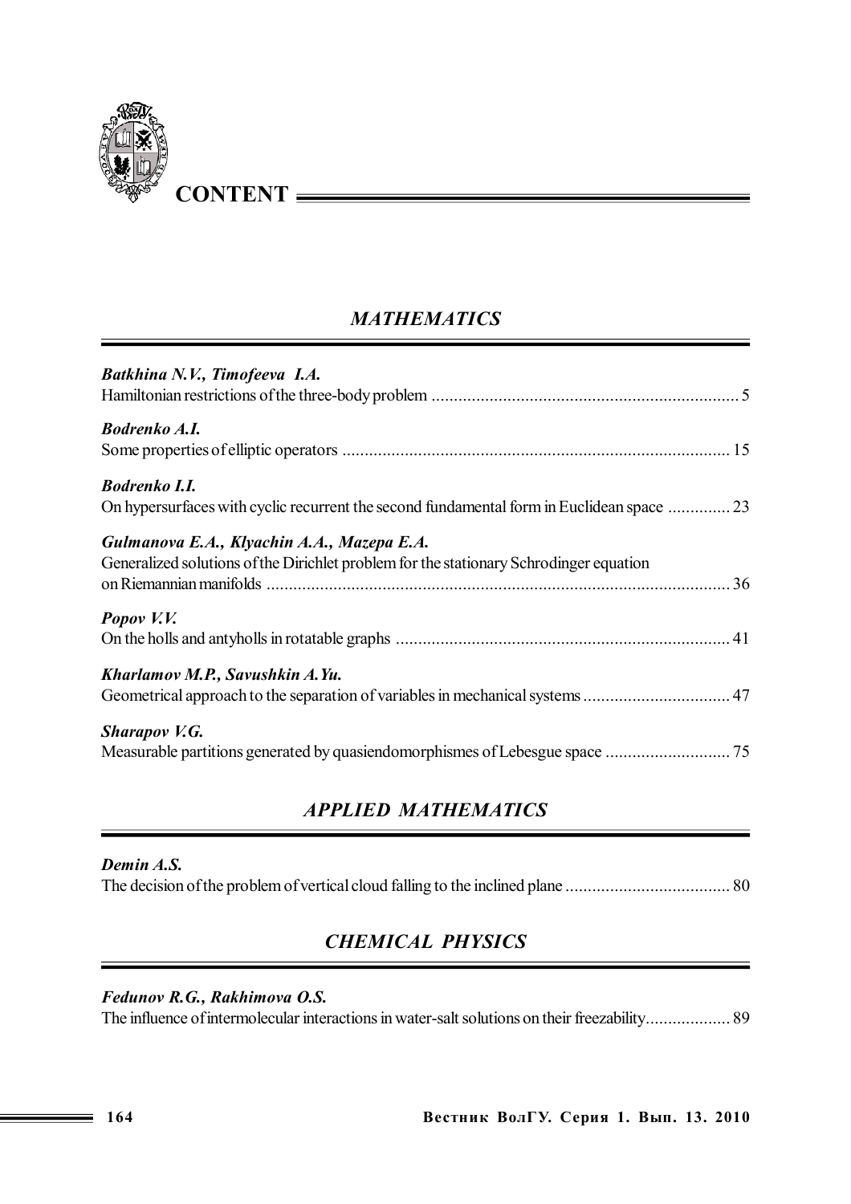# CONTENT

## *MATHEMATICS*

***Batkhina N.V., Timofeeva I.A.***
Hamiltonian restrictions of the three-body problem .................................................................... 5

***Bodrenko A.I.***
Some properties of elliptic operators ...................................................................................... 15

***Bodrenko I.I.***
On hypersurfaces with cyclic recurrent the second fundamental form in Euclidean space .............. 23

***Gulmanova E.A., Klyachin A.A., Mazepa E.A.***
Generalized solutions of the Dirichlet problem for the stationary Schrodinger equation on Riemannian manifolds ....................................................................................................... 36

***Popov V.V.***
On the holls and antyholls in rotatable graphs .......................................................................... 41

***Kharlamov M.P., Savushkin A.Yu.***
Geometrical approach to the separation of variables in mechanical systems ................................. 47

***Sharapov V.G.***
Measurable partitions generated by quasiendomorphismes of Lebesgue space ............................ 75

## *APPLIED MATHEMATICS*

***Demin A.S.***
The decision of the problem of vertical cloud falling to the inclined plane .................................... 80

## *CHEMICAL PHYSICS*

***Fedunov R.G., Rakhimova O.S.***
The influence of intermolecular interactions in water-salt solutions on their freezability................... 89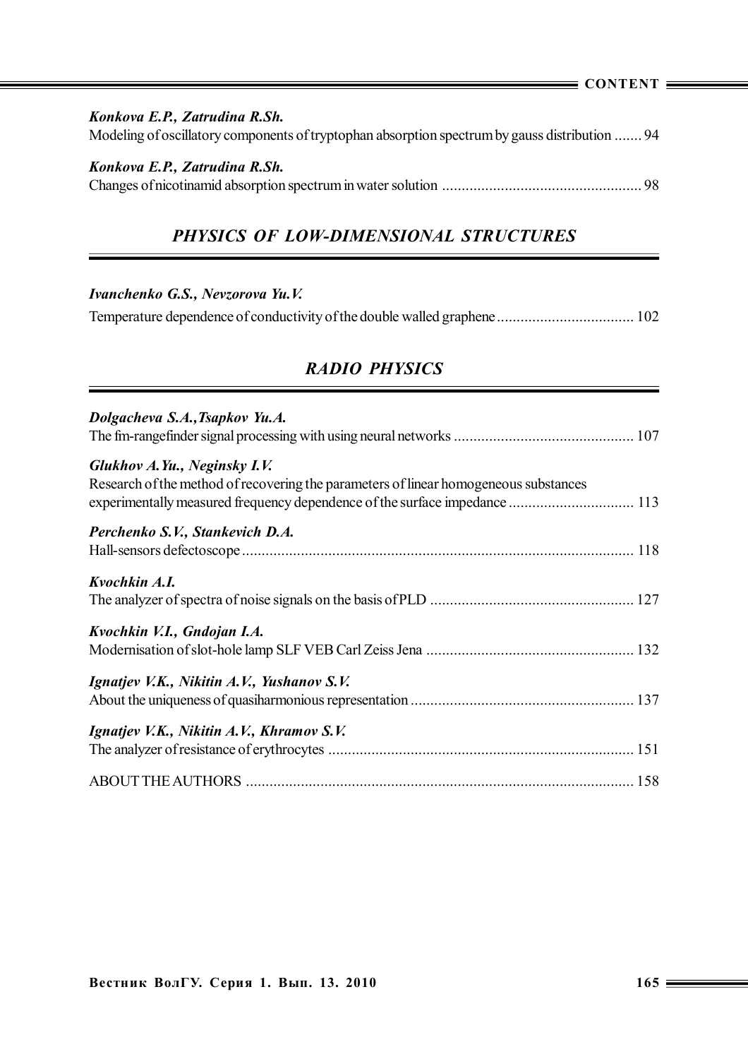*Konkova E.P., Zatrudina R.Sh.*
Modeling of oscillatory components of tryptophan absorption spectrum by gauss distribution ....... 94

*Konkova E.P., Zatrudina R.Sh.*
Changes of nicotinamid absorption spectrum in water solution .................................................. 98

## *PHYSICS OF LOW-DIMENSIONAL STRUCTURES*

*Ivanchenko G.S., Nevzorova Yu.V.*
Temperature dependence of conductivity of the double walled graphene .................................. 102

## *RADIO PHYSICS*

*Dolgacheva S.A.,Tsapkov Yu.A.*
The fm-rangefinder signal processing with using neural networks ............................................. 107

*Glukhov A.Yu., Neginsky I.V.*
Research of the method of recovering the parameters of linear homogeneous substances experimentally measured frequency dependence of the surface impedance ................................ 113

*Perchenko S.V., Stankevich D.A.*
Hall-sensors defectoscope ................................................................................................... 118

*Kvochkin A.I.*
The analyzer of spectra of noise signals on the basis of PLD ................................................... 127

*Kvochkin V.I., Gndojan I.A.*
Modernisation of slot-hole lamp SLF VEB Carl Zeiss Jena .................................................... 132

*Ignatjev V.K., Nikitin A.V., Yushanov S.V.*
About the uniqueness of quasiharmonious representation ........................................................ 137

*Ignatjev V.K., Nikitin A.V., Khramov S.V.*
The analyzer of resistance of erythrocytes ............................................................................. 151

ABOUT THE AUTHORS ................................................................................................. 158